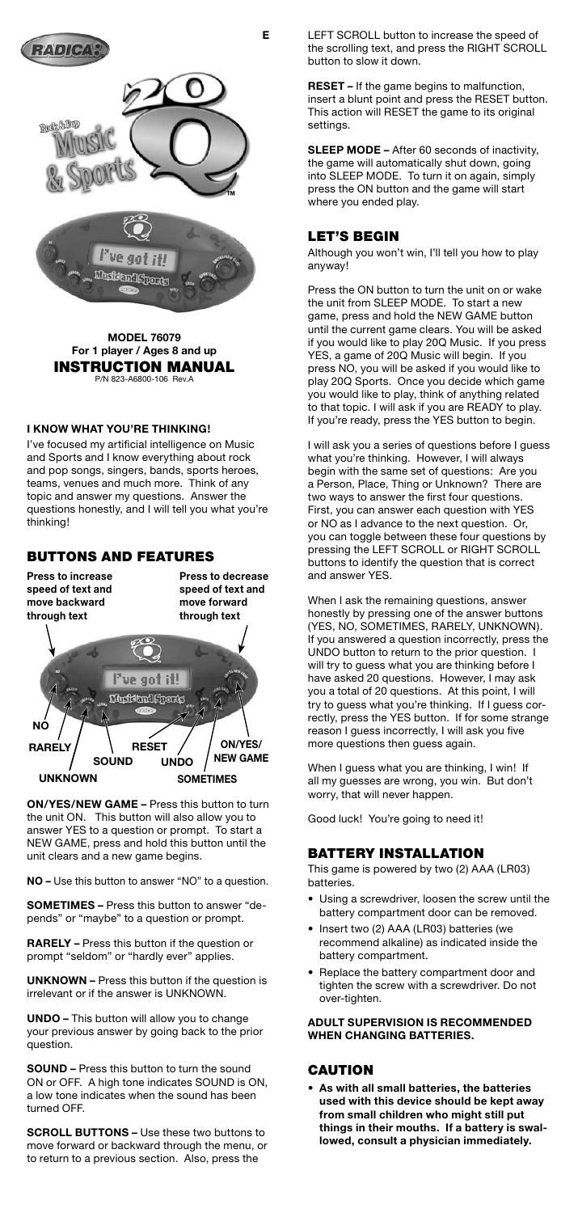E

RADICA

20Q Rock & Pop Music & Sports™

**MODEL 76079**
**For 1 player / Ages 8 and up**
**INSTRUCTION MANUAL**
P/N 823-A6800-106 Rev.A

### I KNOW WHAT YOU'RE THINKING!

I've focused my artificial intelligence on Music and Sports and I know everything about rock and pop songs, singers, bands, sports heroes, teams, venues and much more. Think of any topic and answer my questions. Answer the questions honestly, and I will tell you what you're thinking!

## BUTTONS AND FEATURES

**Press to increase speed of text and move backward through text**

**Press to decrease speed of text and move forward through text**

**NO**
**RARELY**
**SOUND**
**UNKNOWN**
**RESET**
**UNDO**
**SOMETIMES**
**ON/YES/ NEW GAME**

**ON/YES/NEW GAME –** Press this button to turn the unit ON. This button will also allow you to answer YES to a question or prompt. To start a NEW GAME, press and hold this button until the unit clears and a new game begins.

**NO –** Use this button to answer "NO" to a question.

**SOMETIMES –** Press this button to answer "depends" or "maybe" to a question or prompt.

**RARELY –** Press this button if the question or prompt "seldom" or "hardly ever" applies.

**UNKNOWN –** Press this button if the question is irrelevant or if the answer is UNKNOWN.

**UNDO –** This button will allow you to change your previous answer by going back to the prior question.

**SOUND –** Press this button to turn the sound ON or OFF. A high tone indicates SOUND is ON, a low tone indicates when the sound has been turned OFF.

**SCROLL BUTTONS –** Use these two buttons to move forward or backward through the menu, or to return to a previous section. Also, press the LEFT SCROLL button to increase the speed of the scrolling text, and press the RIGHT SCROLL button to slow it down.

**RESET –** If the game begins to malfunction, insert a blunt point and press the RESET button. This action will RESET the game to its original settings.

**SLEEP MODE –** After 60 seconds of inactivity, the game will automatically shut down, going into SLEEP MODE. To turn it on again, simply press the ON button and the game will start where you ended play.

## LET'S BEGIN

Although you won't win, I'll tell you how to play anyway!

Press the ON button to turn the unit on or wake the unit from SLEEP MODE. To start a new game, press and hold the NEW GAME button until the current game clears. You will be asked if you would like to play 20Q Music. If you press YES, a game of 20Q Music will begin. If you press NO, you will be asked if you would like to play 20Q Sports. Once you decide which game you would like to play, think of anything related to that topic. I will ask if you are READY to play. If you're ready, press the YES button to begin.

I will ask you a series of questions before I guess what you're thinking. However, I will always begin with the same set of questions: Are you a Person, Place, Thing or Unknown? There are two ways to answer the first four questions. First, you can answer each question with YES or NO as I advance to the next question. Or, you can toggle between these four questions by pressing the LEFT SCROLL or RIGHT SCROLL buttons to identify the question that is correct and answer YES.

When I ask the remaining questions, answer honestly by pressing one of the answer buttons (YES, NO, SOMETIMES, RARELY, UNKNOWN). If you answered a question incorrectly, press the UNDO button to return to the prior question. I will try to guess what you are thinking before I have asked 20 questions. However, I may ask you a total of 20 questions. At this point, I will try to guess what you're thinking. If I guess correctly, press the YES button. If for some strange reason I guess incorrectly, I will ask you five more questions then guess again.

When I guess what you are thinking, I win! If all my guesses are wrong, you win. But don't worry, that will never happen.

Good luck! You're going to need it!

## BATTERY INSTALLATION

This game is powered by two (2) AAA (LR03) batteries.

- Using a screwdriver, loosen the screw until the battery compartment door can be removed.
- Insert two (2) AAA (LR03) batteries (we recommend alkaline) as indicated inside the battery compartment.
- Replace the battery compartment door and tighten the screw with a screwdriver. Do not over-tighten.

**ADULT SUPERVISION IS RECOMMENDED WHEN CHANGING BATTERIES.**

## CAUTION

- **As with all small batteries, the batteries used with this device should be kept away from small children who might still put things in their mouths. If a battery is swallowed, consult a physician immediately.**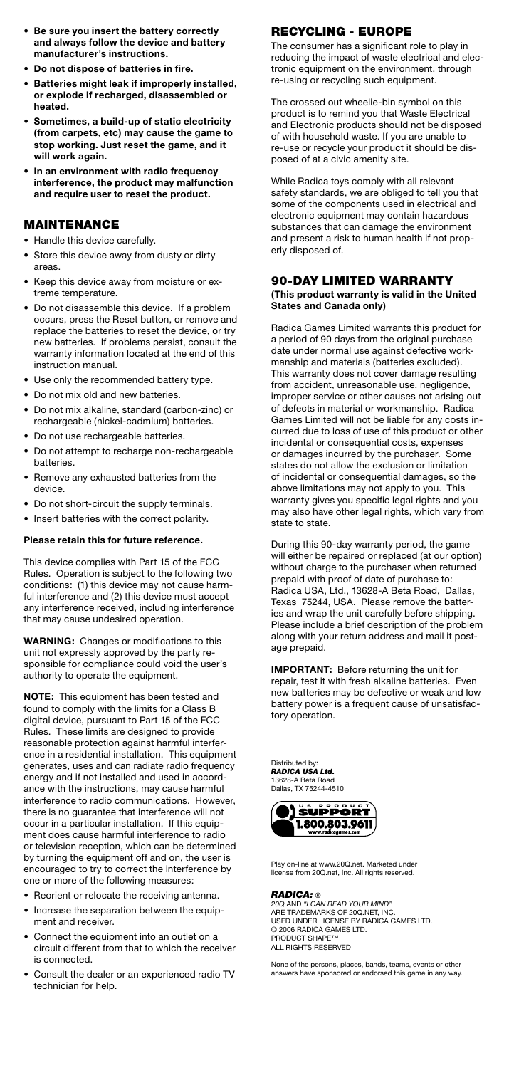- **Be sure you insert the battery correctly and always follow the device and battery manufacturer's instructions.**
- **Do not dispose of batteries in fire.**
- **Batteries might leak if improperly installed, or explode if recharged, disassembled or heated.**
- **Sometimes, a build-up of static electricity (from carpets, etc) may cause the game to stop working. Just reset the game, and it will work again.**
- **In an environment with radio frequency interference, the product may malfunction and require user to reset the product.**

## MAINTENANCE

- Handle this device carefully.
- Store this device away from dusty or dirty areas.
- Keep this device away from moisture or extreme temperature.
- Do not disassemble this device. If a problem occurs, press the Reset button, or remove and replace the batteries to reset the device, or try new batteries. If problems persist, consult the warranty information located at the end of this instruction manual.
- Use only the recommended battery type.
- Do not mix old and new batteries.
- Do not mix alkaline, standard (carbon-zinc) or rechargeable (nickel-cadmium) batteries.
- Do not use rechargeable batteries.
- Do not attempt to recharge non-rechargeable batteries.
- Remove any exhausted batteries from the device.
- Do not short-circuit the supply terminals.
- Insert batteries with the correct polarity.

**Please retain this for future reference.**

This device complies with Part 15 of the FCC Rules. Operation is subject to the following two conditions: (1) this device may not cause harmful interference and (2) this device must accept any interference received, including interference that may cause undesired operation.

**WARNING:** Changes or modifications to this unit not expressly approved by the party responsible for compliance could void the user's authority to operate the equipment.

**NOTE:** This equipment has been tested and found to comply with the limits for a Class B digital device, pursuant to Part 15 of the FCC Rules. These limits are designed to provide reasonable protection against harmful interference in a residential installation. This equipment generates, uses and can radiate radio frequency energy and if not installed and used in accordance with the instructions, may cause harmful interference to radio communications. However, there is no guarantee that interference will not occur in a particular installation. If this equipment does cause harmful interference to radio or television reception, which can be determined by turning the equipment off and on, the user is encouraged to try to correct the interference by one or more of the following measures:

- Reorient or relocate the receiving antenna.
- Increase the separation between the equipment and receiver.
- Connect the equipment into an outlet on a circuit different from that to which the receiver is connected.
- Consult the dealer or an experienced radio TV technician for help.

## RECYCLING - EUROPE

The consumer has a significant role to play in reducing the impact of waste electrical and electronic equipment on the environment, through re-using or recycling such equipment.

The crossed out wheelie-bin symbol on this product is to remind you that Waste Electrical and Electronic products should not be disposed of with household waste. If you are unable to re-use or recycle your product it should be disposed of at a civic amenity site.

While Radica toys comply with all relevant safety standards, we are obliged to tell you that some of the components used in electrical and electronic equipment may contain hazardous substances that can damage the environment and present a risk to human health if not properly disposed of.

## 90-DAY LIMITED WARRANTY

**(This product warranty is valid in the United States and Canada only)**

Radica Games Limited warrants this product for a period of 90 days from the original purchase date under normal use against defective workmanship and materials (batteries excluded). This warranty does not cover damage resulting from accident, unreasonable use, negligence, improper service or other causes not arising out of defects in material or workmanship. Radica Games Limited will not be liable for any costs incurred due to loss of use of this product or other incidental or consequential costs, expenses or damages incurred by the purchaser. Some states do not allow the exclusion or limitation of incidental or consequential damages, so the above limitations may not apply to you. This warranty gives you specific legal rights and you may also have other legal rights, which vary from state to state.

During this 90-day warranty period, the game will either be repaired or replaced (at our option) without charge to the purchaser when returned prepaid with proof of date of purchase to: Radica USA, Ltd., 13628-A Beta Road, Dallas, Texas 75244, USA. Please remove the batteries and wrap the unit carefully before shipping. Please include a brief description of the problem along with your return address and mail it postage prepaid.

**IMPORTANT:** Before returning the unit for repair, test it with fresh alkaline batteries. Even new batteries may be defective or weak and low battery power is a frequent cause of unsatisfactory operation.

Distributed by:
***RADICA USA Ltd.***
13628-A Beta Road
Dallas, TX 75244-4510

US PRODUCT SUPPORT
1.800.803.9611
www.radicagames.com

Play on-line at www.20Q.net. Marketed under license from 20Q.net, Inc. All rights reserved.

***RADICA:*** ®
*20Q* AND *"I CAN READ YOUR MIND"*
ARE TRADEMARKS OF 20Q.NET, INC.
USED UNDER LICENSE BY RADICA GAMES LTD.
© 2006 RADICA GAMES LTD.
PRODUCT SHAPE™
ALL RIGHTS RESERVED

None of the persons, places, bands, teams, events or other answers have sponsored or endorsed this game in any way.